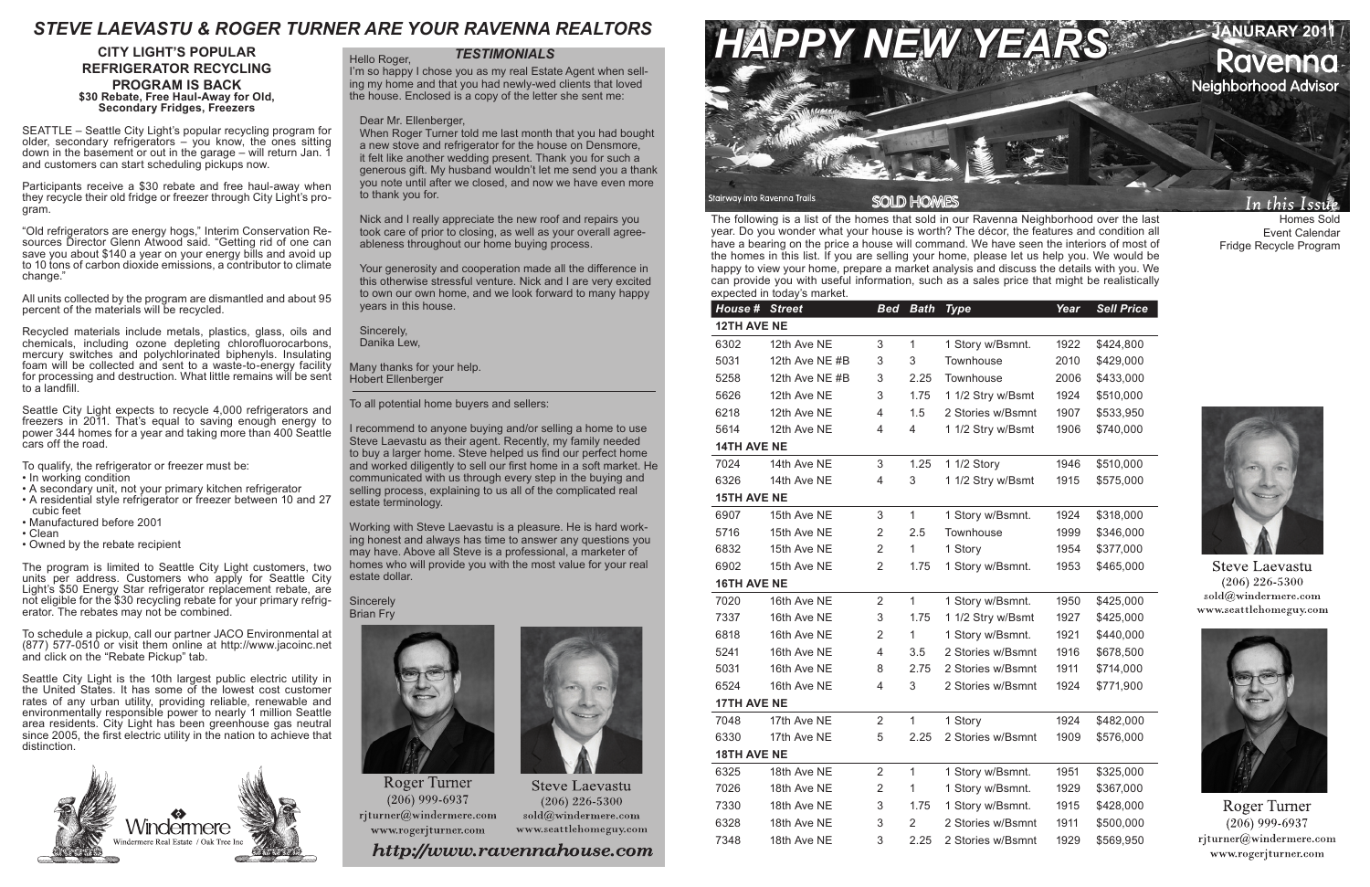# STEVE LAEVASTU & ROGER TURNER ARE YOUR RAVENNA REALTORS

## CITY LIGHT'S POPULAR REFRIGERATOR RECYCLING PROGRAM IS BACK

**$30 Rebate, Free Haul-Away for Old, Secondary Fridges, Freezers**

SEATTLE – Seattle City Light's popular recycling program for older, secondary refrigerators – you know, the ones sitting down in the basement or out in the garage – will return Jan. 1 and customers can start scheduling pickups now.

Participants receive a $30 rebate and free haul-away when they recycle their old fridge or freezer through City Light's program.

"Old refrigerators are energy hogs," Interim Conservation Resources Director Glenn Atwood said. "Getting rid of one can save you about $140 a year on your energy bills and avoid up to 10 tons of carbon dioxide emissions, a contributor to climate change."

All units collected by the program are dismantled and about 95 percent of the materials will be recycled.

Recycled materials include metals, plastics, glass, oils and chemicals, including ozone depleting chlorofluorocarbons, mercury switches and polychlorinated biphenyls. Insulating foam will be collected and sent to a waste-to-energy facility for processing and destruction. What little remains will be sent to a landfill.

Seattle City Light expects to recycle 4,000 refrigerators and freezers in 2011. That's equal to saving enough energy to power 344 homes for a year and taking more than 400 Seattle cars off the road.

To qualify, the refrigerator or freezer must be:

- In working condition
- A secondary unit, not your primary kitchen refrigerator
- A residential style refrigerator or freezer between 10 and 27 cubic feet
- Manufactured before 2001
- Clean
- Owned by the rebate recipient

The program is limited to Seattle City Light customers, two units per address. Customers who apply for Seattle City Light's $50 Energy Star refrigerator replacement rebate, are not eligible for the $30 recycling rebate for your primary refrigerator. The rebates may not be combined.

To schedule a pickup, call our partner JACO Environmental at (877) 577-0510 or visit them online at http://www.jacoinc.net and click on the "Rebate Pickup" tab.

Seattle City Light is the 10th largest public electric utility in the United States. It has some of the lowest cost customer rates of any urban utility, providing reliable, renewable and environmentally responsible power to nearly 1 million Seattle area residents. City Light has been greenhouse gas neutral since 2005, the first electric utility in the nation to achieve that distinction.

Windermere
Windermere Real Estate / Oak Tree Inc

## *TESTIMONIALS*

Hello Roger,

I'm so happy I chose you as my real Estate Agent when selling my home and that you had newly-wed clients that loved the house. Enclosed is a copy of the letter she sent me:

Dear Mr. Ellenberger,

When Roger Turner told me last month that you had bought a new stove and refrigerator for the house on Densmore, it felt like another wedding present. Thank you for such a generous gift. My husband wouldn't let me send you a thank you note until after we closed, and now we have even more to thank you for.

Nick and I really appreciate the new roof and repairs you took care of prior to closing, as well as your overall agreeableness throughout our home buying process.

Your generosity and cooperation made all the difference in this otherwise stressful venture. Nick and I are very excited to own our own home, and we look forward to many happy years in this house.

Sincerely,
Danika Lew,

Many thanks for your help.
Hobert Ellenberger

---

To all potential home buyers and sellers:

I recommend to anyone buying and/or selling a home to use Steve Laevastu as their agent. Recently, my family needed to buy a larger home. Steve helped us find our perfect home and worked diligently to sell our first home in a soft market. He communicated with us through every step in the buying and selling process, explaining to us all of the complicated real estate terminology.

Working with Steve Laevastu is a pleasure. He is hard working honest and always has time to answer any questions you may have. Above all Steve is a professional, a marketer of homes who will provide you with the most value for your real estate dollar.

Sincerely
Brian Fry

Roger Turner
(206) 999-6937
rjturner@windermere.com
www.rogerjturner.com

Steve Laevastu
(206) 226-5300
sold@windermere.com
www.seattlehomeguy.com

*http://www.ravennahouse.com*

# HAPPY NEW YEARS

JANURARY 2011 / Ravenna Neighborhood Advisor

Stairway into Ravenna Trails

*In this Issue*
Homes Sold
Event Calendar
Fridge Recycle Program

## SOLD HOMES

The following is a list of the homes that sold in our Ravenna Neighborhood over the last year. Do you wonder what your house is worth? The décor, the features and condition all have a bearing on the price a house will command. We have seen the interiors of most of the homes in this list. If you are selling your home, please let us help you. We would be happy to view your home, prepare a market analysis and discuss the details with you. We can provide you with useful information, such as a sales price that might be realistically expected in today's market.

| House # | Street | Bed | Bath | Type | Year | Sell Price |
|---|---|---|---|---|---|---|
| **12TH AVE NE** | | | | | | |
| 6302 | 12th Ave NE | 3 | 1 | 1 Story w/Bsmnt. | 1922 | $424,800 |
| 5031 | 12th Ave NE #B | 3 | 3 | Townhouse | 2010 | $429,000 |
| 5258 | 12th Ave NE #B | 3 | 2.25 | Townhouse | 2006 | $433,000 |
| 5626 | 12th Ave NE | 3 | 1.75 | 1 1/2 Stry w/Bsmt | 1924 | $510,000 |
| 6218 | 12th Ave NE | 4 | 1.5 | 2 Stories w/Bsmnt | 1907 | $533,950 |
| 5614 | 12th Ave NE | 4 | 4 | 1 1/2 Stry w/Bsmt | 1906 | $740,000 |
| **14TH AVE NE** | | | | | | |
| 7024 | 14th Ave NE | 3 | 1.25 | 1 1/2 Story | 1946 | $510,000 |
| 6326 | 14th Ave NE | 4 | 3 | 1 1/2 Stry w/Bsmt | 1915 | $575,000 |
| **15TH AVE NE** | | | | | | |
| 6907 | 15th Ave NE | 3 | 1 | 1 Story w/Bsmnt. | 1924 | $318,000 |
| 5716 | 15th Ave NE | 2 | 2.5 | Townhouse | 1999 | $346,000 |
| 6832 | 15th Ave NE | 2 | 1 | 1 Story | 1954 | $377,000 |
| 6902 | 15th Ave NE | 2 | 1.75 | 1 Story w/Bsmnt. | 1953 | $465,000 |
| **16TH AVE NE** | | | | | | |
| 7020 | 16th Ave NE | 2 | 1 | 1 Story w/Bsmnt. | 1950 | $425,000 |
| 7337 | 16th Ave NE | 3 | 1.75 | 1 1/2 Stry w/Bsmt | 1927 | $425,000 |
| 6818 | 16th Ave NE | 2 | 1 | 1 Story w/Bsmnt. | 1921 | $440,000 |
| 5241 | 16th Ave NE | 4 | 3.5 | 2 Stories w/Bsmnt | 1916 | $678,500 |
| 5031 | 16th Ave NE | 8 | 2.75 | 2 Stories w/Bsmnt | 1911 | $714,000 |
| 6524 | 16th Ave NE | 4 | 3 | 2 Stories w/Bsmnt | 1924 | $771,900 |
| **17TH AVE NE** | | | | | | |
| 7048 | 17th Ave NE | 2 | 1 | 1 Story | 1924 | $482,000 |
| 6330 | 17th Ave NE | 5 | 2.25 | 2 Stories w/Bsmnt | 1909 | $576,000 |
| **18TH AVE NE** | | | | | | |
| 6325 | 18th Ave NE | 2 | 1 | 1 Story w/Bsmnt. | 1951 | $325,000 |
| 7026 | 18th Ave NE | 2 | 1 | 1 Story w/Bsmnt. | 1929 | $367,000 |
| 7330 | 18th Ave NE | 3 | 1.75 | 1 Story w/Bsmnt. | 1915 | $428,000 |
| 6328 | 18th Ave NE | 3 | 2 | 2 Stories w/Bsmnt | 1911 | $500,000 |
| 7348 | 18th Ave NE | 3 | 2.25 | 2 Stories w/Bsmnt | 1929 | $569,950 |

Steve Laevastu
(206) 226-5300
sold@windermere.com
www.seattlehomeguy.com

Roger Turner
(206) 999-6937
rjturner@windermere.com
www.rogerjturner.com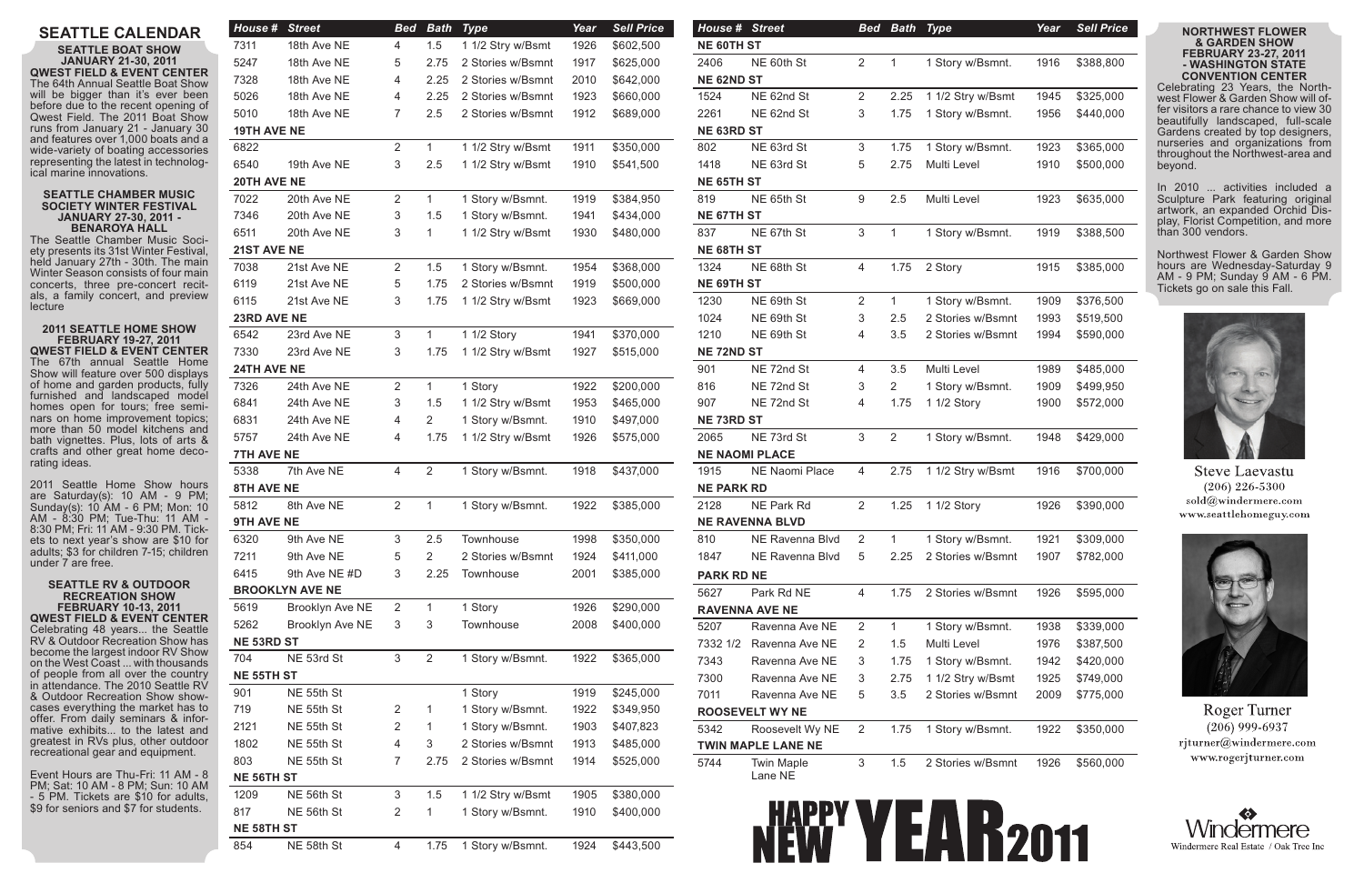# SEATTLE CALENDAR

**SEATTLE BOAT SHOW**
**JANUARY 21-30, 2011**
**QWEST FIELD & EVENT CENTER**

The 64th Annual Seattle Boat Show will be bigger than it's ever been before due to the recent opening of Qwest Field. The 2011 Boat Show runs from January 21 - January 30 and features over 1,000 boats and a wide-variety of boating accessories representing the latest in technological marine innovations.

**SEATTLE CHAMBER MUSIC SOCIETY WINTER FESTIVAL**
**JANUARY 27-30, 2011 - BENAROYA HALL**

The Seattle Chamber Music Society presents its 31st Winter Festival, held January 27th - 30th. The main Winter Season consists of four main concerts, three pre-concert recitals, a family concert, and preview lecture

**2011 SEATTLE HOME SHOW**
**FEBRUARY 19-27, 2011**
**QWEST FIELD & EVENT CENTER**

The 67th annual Seattle Home Show will feature over 500 displays of home and garden products, fully furnished and landscaped model homes open for tours; free seminars on home improvement topics; more than 50 model kitchens and bath vignettes. Plus, lots of arts & crafts and other great home decorating ideas.

2011 Seattle Home Show hours are Saturday(s): 10 AM - 9 PM; Sunday(s): 10 AM - 6 PM; Mon: 10 AM - 8:30 PM; Tue-Thu: 11 AM - 8:30 PM; Fri: 11 AM - 9:30 PM. Tickets to next year's show are $10 for adults; $3 for children 7-15; children under 7 are free.

**SEATTLE RV & OUTDOOR RECREATION SHOW**
**FEBRUARY 10-13, 2011**
**QWEST FIELD & EVENT CENTER**

Celebrating 48 years... the Seattle RV & Outdoor Recreation Show has become the largest indoor RV Show on the West Coast ... with thousands of people from all over the country in attendance. The 2010 Seattle RV & Outdoor Recreation Show showcases everything the market has to offer. From daily seminars & informative exhibits... to the latest and greatest in RVs plus, other outdoor recreational gear and equipment.

Event Hours are Thu-Fri: 11 AM - 8 PM; Sat: 10 AM - 8 PM; Sun: 10 AM - 5 PM. Tickets are $10 for adults, $9 for seniors and $7 for students.

| House # | Street | Bed | Bath | Type | Year | Sell Price |
|---|---|---|---|---|---|---|
| 7311 | 18th Ave NE | 4 | 1.5 | 1 1/2 Stry w/Bsmt | 1926 | $602,500 |
| 5247 | 18th Ave NE | 5 | 2.75 | 2 Stories w/Bsmnt | 1917 | $625,000 |
| 7328 | 18th Ave NE | 4 | 2.25 | 2 Stories w/Bsmnt | 2010 | $642,000 |
| 5026 | 18th Ave NE | 4 | 2.25 | 2 Stories w/Bsmnt | 1923 | $660,000 |
| 5010 | 18th Ave NE | 7 | 2.5 | 2 Stories w/Bsmnt | 1912 | $689,000 |
| **19TH AVE NE** | | | | | | |
| 6822 | | 2 | 1 | 1 1/2 Stry w/Bsmt | 1911 | $350,000 |
| 6540 | 19th Ave NE | 3 | 2.5 | 1 1/2 Stry w/Bsmt | 1910 | $541,500 |
| **20TH AVE NE** | | | | | | |
| 7022 | 20th Ave NE | 2 | 1 | 1 Story w/Bsmnt. | 1919 | $384,950 |
| 7346 | 20th Ave NE | 3 | 1.5 | 1 Story w/Bsmnt. | 1941 | $434,000 |
| 6511 | 20th Ave NE | 3 | 1 | 1 1/2 Stry w/Bsmt | 1930 | $480,000 |
| **21ST AVE NE** | | | | | | |
| 7038 | 21st Ave NE | 2 | 1.5 | 1 Story w/Bsmnt. | 1954 | $368,000 |
| 6119 | 21st Ave NE | 5 | 1.75 | 2 Stories w/Bsmnt | 1919 | $500,000 |
| 6115 | 21st Ave NE | 3 | 1.75 | 1 1/2 Stry w/Bsmt | 1923 | $669,000 |
| **23RD AVE NE** | | | | | | |
| 6542 | 23rd Ave NE | 3 | 1 | 1 1/2 Story | 1941 | $370,000 |
| 7330 | 23rd Ave NE | 3 | 1.75 | 1 1/2 Stry w/Bsmt | 1927 | $515,000 |
| **24TH AVE NE** | | | | | | |
| 7326 | 24th Ave NE | 2 | 1 | 1 Story | 1922 | $200,000 |
| 6841 | 24th Ave NE | 3 | 1.5 | 1 1/2 Stry w/Bsmt | 1953 | $465,000 |
| 6831 | 24th Ave NE | 4 | 2 | 1 Story w/Bsmnt. | 1910 | $497,000 |
| 5757 | 24th Ave NE | 4 | 1.75 | 1 1/2 Stry w/Bsmt | 1926 | $575,000 |
| **7TH AVE NE** | | | | | | |
| 5338 | 7th Ave NE | 4 | 2 | 1 Story w/Bsmnt. | 1918 | $437,000 |
| **8TH AVE NE** | | | | | | |
| 5812 | 8th Ave NE | 2 | 1 | 1 Story w/Bsmnt. | 1922 | $385,000 |
| **9TH AVE NE** | | | | | | |
| 6320 | 9th Ave NE | 3 | 2.5 | Townhouse | 1998 | $350,000 |
| 7211 | 9th Ave NE | 5 | 2 | 2 Stories w/Bsmnt | 1924 | $411,000 |
| 6415 | 9th Ave NE #D | 3 | 2.25 | Townhouse | 2001 | $385,000 |
| **BROOKLYN AVE NE** | | | | | | |
| 5619 | Brooklyn Ave NE | 2 | 1 | 1 Story | 1926 | $290,000 |
| 5262 | Brooklyn Ave NE | 3 | 3 | Townhouse | 2008 | $400,000 |
| **NE 53RD ST** | | | | | | |
| 704 | NE 53rd St | 3 | 2 | 1 Story w/Bsmnt. | 1922 | $365,000 |
| **NE 55TH ST** | | | | | | |
| 901 | NE 55th St | | | 1 Story | 1919 | $245,000 |
| 719 | NE 55th St | 2 | 1 | 1 Story w/Bsmnt. | 1922 | $349,950 |
| 2121 | NE 55th St | 2 | 1 | 1 Story w/Bsmnt. | 1903 | $407,823 |
| 1802 | NE 55th St | 4 | 3 | 2 Stories w/Bsmnt | 1913 | $485,000 |
| 803 | NE 55th St | 7 | 2.75 | 2 Stories w/Bsmnt | 1914 | $525,000 |
| **NE 56TH ST** | | | | | | |
| 1209 | NE 56th St | 3 | 1.5 | 1 1/2 Stry w/Bsmt | 1905 | $380,000 |
| 817 | NE 56th St | 2 | 1 | 1 Story w/Bsmnt. | 1910 | $400,000 |
| **NE 58TH ST** | | | | | | |
| 854 | NE 58th St | 4 | 1.75 | 1 Story w/Bsmnt. | 1924 | $443,500 |

| House # | Street | Bed | Bath | Type | Year | Sell Price |
|---|---|---|---|---|---|---|
| **NE 60TH ST** | | | | | | |
| 2406 | NE 60th St | 2 | 1 | 1 Story w/Bsmnt. | 1916 | $388,800 |
| **NE 62ND ST** | | | | | | |
| 1524 | NE 62nd St | 2 | 2.25 | 1 1/2 Stry w/Bsmt | 1945 | $325,000 |
| 2261 | NE 62nd St | 3 | 1.75 | 1 Story w/Bsmnt. | 1956 | $440,000 |
| **NE 63RD ST** | | | | | | |
| 802 | NE 63rd St | 3 | 1.75 | 1 Story w/Bsmnt. | 1923 | $365,000 |
| 1418 | NE 63rd St | 5 | 2.75 | Multi Level | 1910 | $500,000 |
| **NE 65TH ST** | | | | | | |
| 819 | NE 65th St | 9 | 2.5 | Multi Level | 1923 | $635,000 |
| **NE 67TH ST** | | | | | | |
| 837 | NE 67th St | 3 | 1 | 1 Story w/Bsmnt. | 1919 | $388,500 |
| **NE 68TH ST** | | | | | | |
| 1324 | NE 68th St | 4 | 1.75 | 2 Story | 1915 | $385,000 |
| **NE 69TH ST** | | | | | | |
| 1230 | NE 69th St | 2 | 1 | 1 Story w/Bsmnt. | 1909 | $376,500 |
| 1024 | NE 69th St | 3 | 2.5 | 2 Stories w/Bsmnt | 1993 | $519,500 |
| 1210 | NE 69th St | 4 | 3.5 | 2 Stories w/Bsmnt | 1994 | $590,000 |
| **NE 72ND ST** | | | | | | |
| 901 | NE 72nd St | 4 | 3.5 | Multi Level | 1989 | $485,000 |
| 816 | NE 72nd St | 3 | 2 | 1 Story w/Bsmnt. | 1909 | $499,950 |
| 907 | NE 72nd St | 4 | 1.75 | 1 1/2 Story | 1900 | $572,000 |
| **NE 73RD ST** | | | | | | |
| 2065 | NE 73rd St | 3 | 2 | 1 Story w/Bsmnt. | 1948 | $429,000 |
| **NE NAOMI PLACE** | | | | | | |
| 1915 | NE Naomi Place | 4 | 2.75 | 1 1/2 Stry w/Bsmt | 1916 | $700,000 |
| **NE PARK RD** | | | | | | |
| 2128 | NE Park Rd | 2 | 1.25 | 1 1/2 Story | 1926 | $390,000 |
| **NE RAVENNA BLVD** | | | | | | |
| 810 | NE Ravenna Blvd | 2 | 1 | 1 Story w/Bsmnt. | 1921 | $309,000 |
| 1847 | NE Ravenna Blvd | 5 | 2.25 | 2 Stories w/Bsmnt | 1907 | $782,000 |
| **PARK RD NE** | | | | | | |
| 5627 | Park Rd NE | 4 | 1.75 | 2 Stories w/Bsmnt | 1926 | $595,000 |
| **RAVENNA AVE NE** | | | | | | |
| 5207 | Ravenna Ave NE | 2 | 1 | 1 Story w/Bsmnt. | 1938 | $339,000 |
| 7332 1/2 | Ravenna Ave NE | 2 | 1.5 | Multi Level | 1976 | $387,500 |
| 7343 | Ravenna Ave NE | 3 | 1.75 | 1 Story w/Bsmnt. | 1942 | $420,000 |
| 7300 | Ravenna Ave NE | 3 | 2.75 | 1 1/2 Stry w/Bsmt | 1925 | $749,000 |
| 7011 | Ravenna Ave NE | 5 | 3.5 | 2 Stories w/Bsmnt | 2009 | $775,000 |
| **ROOSEVELT WY NE** | | | | | | |
| 5342 | Roosevelt Wy NE | 2 | 1.75 | 1 Story w/Bsmnt. | 1922 | $350,000 |
| **TWIN MAPLE LANE NE** | | | | | | |
| 5744 | Twin Maple Lane NE | 3 | 1.5 | 2 Stories w/Bsmnt | 1926 | $560,000 |

HAPPY NEW YEAR 2011

**NORTHWEST FLOWER & GARDEN SHOW**
**FEBRUARY 23-27, 2011 - WASHINGTON STATE CONVENTION CENTER**

Celebrating 23 Years, the Northwest Flower & Garden Show will offer visitors a rare chance to view 30 beautifully landscaped, full-scale Gardens created by top designers, nurseries and organizations from throughout the Northwest-area and beyond.

In 2010 ... activities included a Sculpture Park featuring original artwork, an expanded Orchid Display, Florist Competition, and more than 300 vendors.

Northwest Flower & Garden Show hours are Wednesday-Saturday 9 AM - 9 PM; Sunday 9 AM - 6 PM. Tickets go on sale this Fall.

Steve Laevastu
(206) 226-5300
sold@windermere.com
www.seattlehomeguy.com

Roger Turner
(206) 999-6937
rjturner@windermere.com
www.rogerjturner.com

Windermere
Windermere Real Estate / Oak Tree Inc